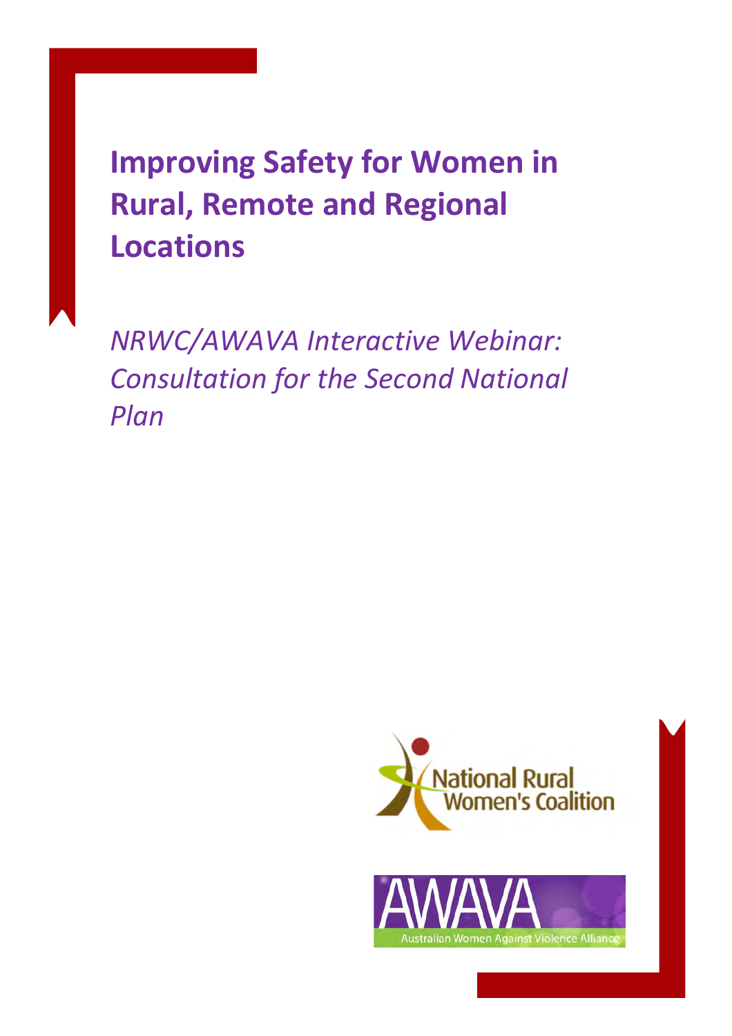# Improving Safety for Women in Rural, Remote and Regional Locations

*NRWC/AWAVA Interactive Webinar: Consultation for the Second National Plan*

National Rural Women's Coalition

AWAVA

Australian Women Against Violence Alliance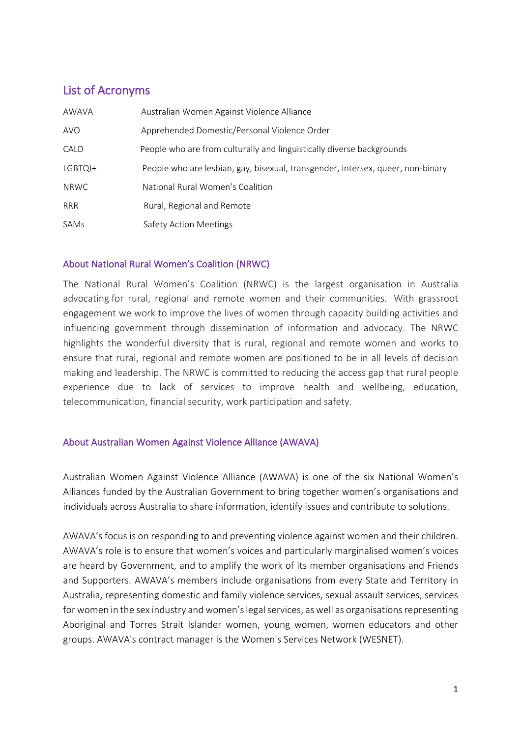## List of Acronyms

| | |
|---|---|
| AWAVA | Australian Women Against Violence Alliance |
| AVO | Apprehended Domestic/Personal Violence Order |
| CALD | People who are from culturally and linguistically diverse backgrounds |
| LGBTQI+ | People who are lesbian, gay, bisexual, transgender, intersex, queer, non-binary |
| NRWC | National Rural Women's Coalition |
| RRR | Rural, Regional and Remote |
| SAMs | Safety Action Meetings |

### About National Rural Women's Coalition (NRWC)

The National Rural Women's Coalition (NRWC) is the largest organisation in Australia advocating for rural, regional and remote women and their communities. With grassroot engagement we work to improve the lives of women through capacity building activities and influencing government through dissemination of information and advocacy. The NRWC highlights the wonderful diversity that is rural, regional and remote women and works to ensure that rural, regional and remote women are positioned to be in all levels of decision making and leadership. The NRWC is committed to reducing the access gap that rural people experience due to lack of services to improve health and wellbeing, education, telecommunication, financial security, work participation and safety.

### About Australian Women Against Violence Alliance (AWAVA)

Australian Women Against Violence Alliance (AWAVA) is one of the six National Women's Alliances funded by the Australian Government to bring together women's organisations and individuals across Australia to share information, identify issues and contribute to solutions.

AWAVA's focus is on responding to and preventing violence against women and their children. AWAVA's role is to ensure that women's voices and particularly marginalised women's voices are heard by Government, and to amplify the work of its member organisations and Friends and Supporters. AWAVA's members include organisations from every State and Territory in Australia, representing domestic and family violence services, sexual assault services, services for women in the sex industry and women's legal services, as well as organisations representing Aboriginal and Torres Strait Islander women, young women, women educators and other groups. AWAVA's contract manager is the Women's Services Network (WESNET).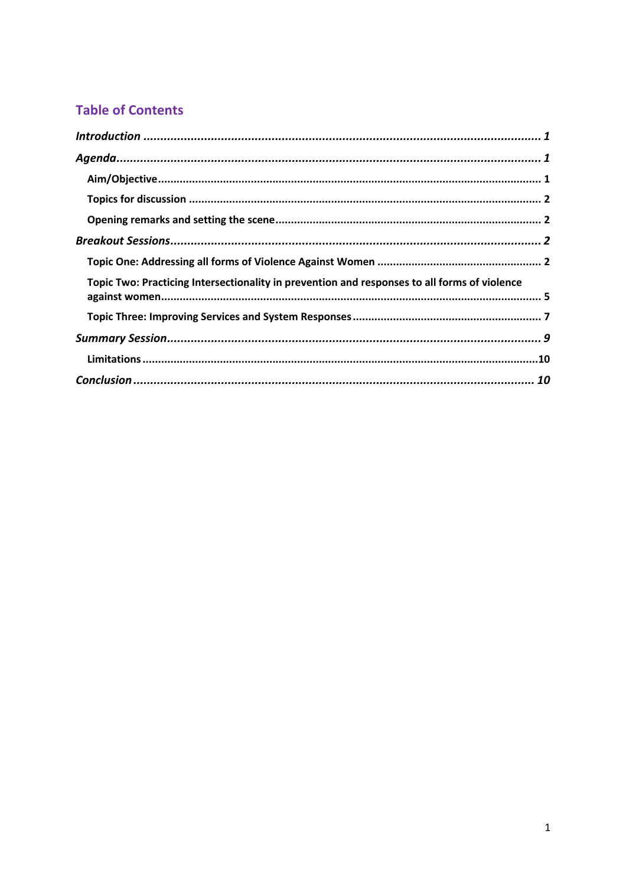## Table of Contents

*Introduction* ..... *1*

*Agenda* ..... *1*

- **Aim/Objective** ..... **1**
- **Topics for discussion** ..... **2**
- **Opening remarks and setting the scene** ..... **2**

*Breakout Sessions* ..... *2*

- **Topic One: Addressing all forms of Violence Against Women** ..... **2**
- **Topic Two: Practicing Intersectionality in prevention and responses to all forms of violence against women** ..... **5**
- **Topic Three: Improving Services and System Responses** ..... **7**

*Summary Session* ..... *9*

- **Limitations** ..... **10**

*Conclusion* ..... *10*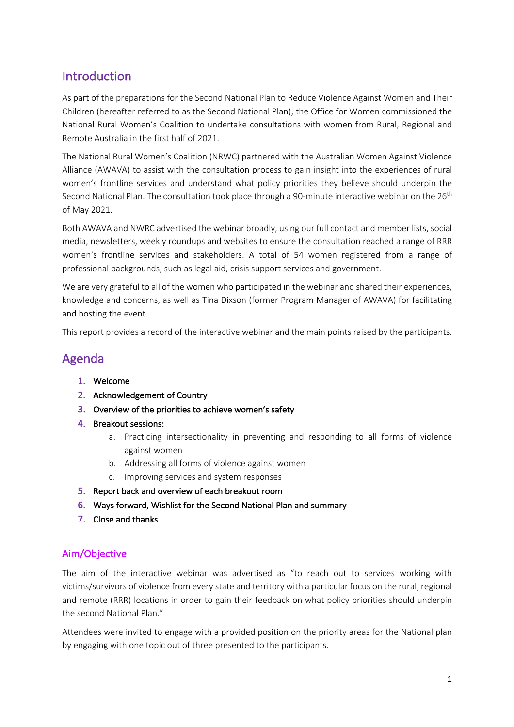## Introduction

As part of the preparations for the Second National Plan to Reduce Violence Against Women and Their Children (hereafter referred to as the Second National Plan), the Office for Women commissioned the National Rural Women's Coalition to undertake consultations with women from Rural, Regional and Remote Australia in the first half of 2021.

The National Rural Women's Coalition (NRWC) partnered with the Australian Women Against Violence Alliance (AWAVA) to assist with the consultation process to gain insight into the experiences of rural women's frontline services and understand what policy priorities they believe should underpin the Second National Plan. The consultation took place through a 90-minute interactive webinar on the 26th of May 2021.

Both AWAVA and NWRC advertised the webinar broadly, using our full contact and member lists, social media, newsletters, weekly roundups and websites to ensure the consultation reached a range of RRR women's frontline services and stakeholders. A total of 54 women registered from a range of professional backgrounds, such as legal aid, crisis support services and government.

We are very grateful to all of the women who participated in the webinar and shared their experiences, knowledge and concerns, as well as Tina Dixson (former Program Manager of AWAVA) for facilitating and hosting the event.

This report provides a record of the interactive webinar and the main points raised by the participants.

## Agenda

1. Welcome
2. Acknowledgement of Country
3. Overview of the priorities to achieve women's safety
4. Breakout sessions:
   a. Practicing intersectionality in preventing and responding to all forms of violence against women
   b. Addressing all forms of violence against women
   c. Improving services and system responses
5. Report back and overview of each breakout room
6. Ways forward, Wishlist for the Second National Plan and summary
7. Close and thanks

### Aim/Objective

The aim of the interactive webinar was advertised as "to reach out to services working with victims/survivors of violence from every state and territory with a particular focus on the rural, regional and remote (RRR) locations in order to gain their feedback on what policy priorities should underpin the second National Plan."

Attendees were invited to engage with a provided position on the priority areas for the National plan by engaging with one topic out of three presented to the participants.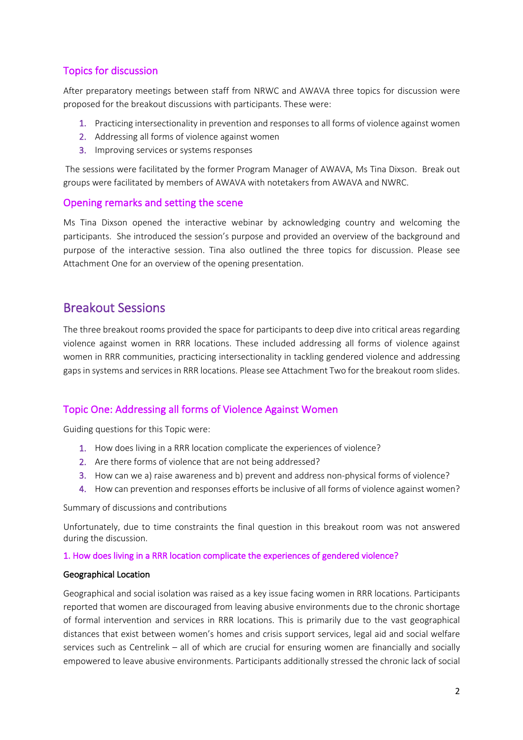## Topics for discussion

After preparatory meetings between staff from NRWC and AWAVA three topics for discussion were proposed for the breakout discussions with participants. These were:

1. Practicing intersectionality in prevention and responses to all forms of violence against women
2. Addressing all forms of violence against women
3. Improving services or systems responses

The sessions were facilitated by the former Program Manager of AWAVA, Ms Tina Dixson. Break out groups were facilitated by members of AWAVA with notetakers from AWAVA and NWRC.

## Opening remarks and setting the scene

Ms Tina Dixson opened the interactive webinar by acknowledging country and welcoming the participants. She introduced the session's purpose and provided an overview of the background and purpose of the interactive session. Tina also outlined the three topics for discussion. Please see Attachment One for an overview of the opening presentation.

# Breakout Sessions

The three breakout rooms provided the space for participants to deep dive into critical areas regarding violence against women in RRR locations. These included addressing all forms of violence against women in RRR communities, practicing intersectionality in tackling gendered violence and addressing gaps in systems and services in RRR locations. Please see Attachment Two for the breakout room slides.

## Topic One: Addressing all forms of Violence Against Women

Guiding questions for this Topic were:

1. How does living in a RRR location complicate the experiences of violence?
2. Are there forms of violence that are not being addressed?
3. How can we a) raise awareness and b) prevent and address non-physical forms of violence?
4. How can prevention and responses efforts be inclusive of all forms of violence against women?

Summary of discussions and contributions

Unfortunately, due to time constraints the final question in this breakout room was not answered during the discussion.

### 1. How does living in a RRR location complicate the experiences of gendered violence?

#### Geographical Location

Geographical and social isolation was raised as a key issue facing women in RRR locations. Participants reported that women are discouraged from leaving abusive environments due to the chronic shortage of formal intervention and services in RRR locations. This is primarily due to the vast geographical distances that exist between women's homes and crisis support services, legal aid and social welfare services such as Centrelink – all of which are crucial for ensuring women are financially and socially empowered to leave abusive environments. Participants additionally stressed the chronic lack of social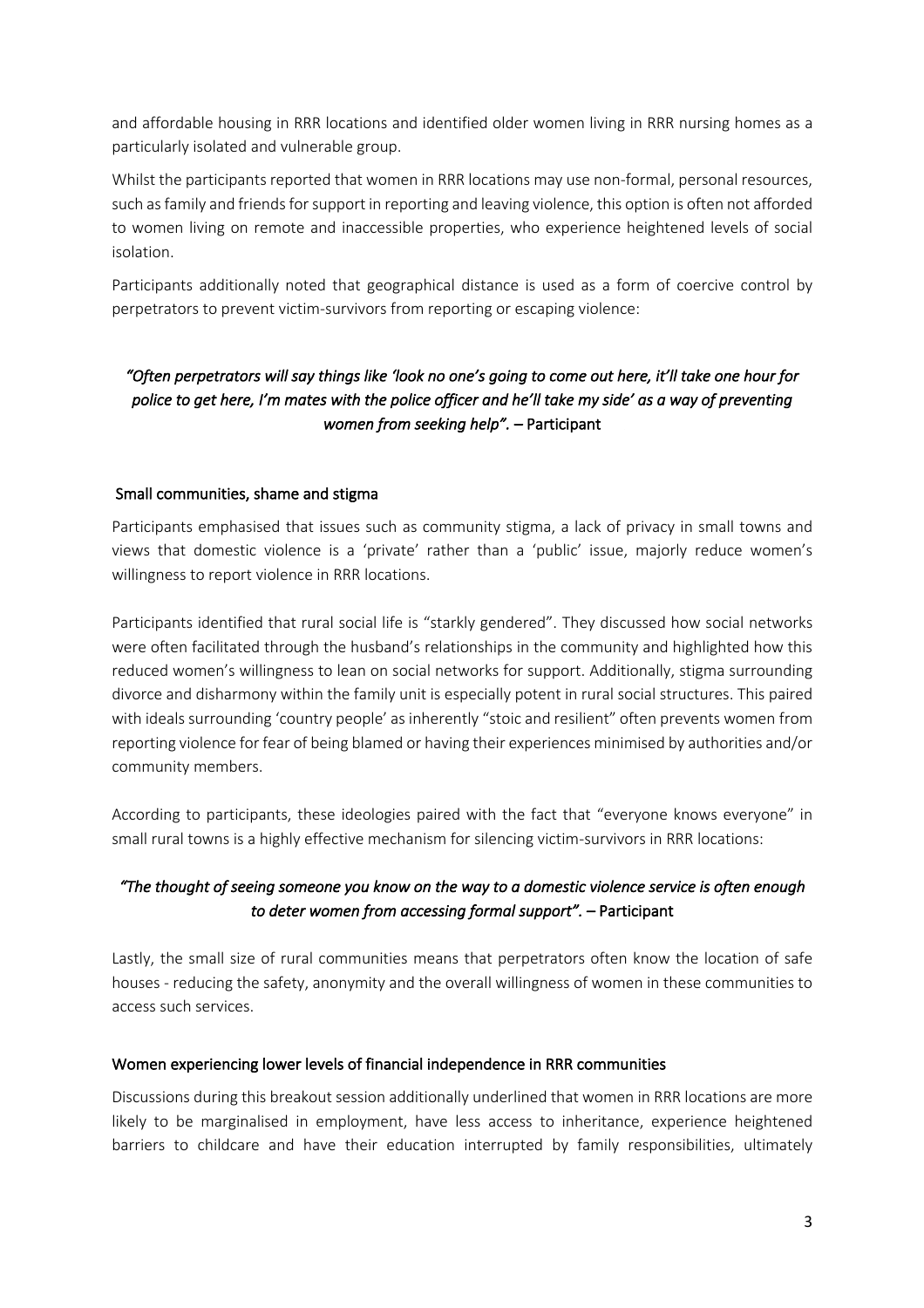and affordable housing in RRR locations and identified older women living in RRR nursing homes as a particularly isolated and vulnerable group.

Whilst the participants reported that women in RRR locations may use non-formal, personal resources, such as family and friends for support in reporting and leaving violence, this option is often not afforded to women living on remote and inaccessible properties, who experience heightened levels of social isolation.

Participants additionally noted that geographical distance is used as a form of coercive control by perpetrators to prevent victim-survivors from reporting or escaping violence:

*"Often perpetrators will say things like 'look no one's going to come out here, it'll take one hour for police to get here, I'm mates with the police officer and he'll take my side' as a way of preventing women from seeking help".* – Participant

### Small communities, shame and stigma

Participants emphasised that issues such as community stigma, a lack of privacy in small towns and views that domestic violence is a 'private' rather than a 'public' issue, majorly reduce women's willingness to report violence in RRR locations.

Participants identified that rural social life is "starkly gendered". They discussed how social networks were often facilitated through the husband's relationships in the community and highlighted how this reduced women's willingness to lean on social networks for support. Additionally, stigma surrounding divorce and disharmony within the family unit is especially potent in rural social structures. This paired with ideals surrounding 'country people' as inherently "stoic and resilient" often prevents women from reporting violence for fear of being blamed or having their experiences minimised by authorities and/or community members.

According to participants, these ideologies paired with the fact that "everyone knows everyone" in small rural towns is a highly effective mechanism for silencing victim-survivors in RRR locations:

*"The thought of seeing someone you know on the way to a domestic violence service is often enough to deter women from accessing formal support".* – Participant

Lastly, the small size of rural communities means that perpetrators often know the location of safe houses - reducing the safety, anonymity and the overall willingness of women in these communities to access such services.

### Women experiencing lower levels of financial independence in RRR communities

Discussions during this breakout session additionally underlined that women in RRR locations are more likely to be marginalised in employment, have less access to inheritance, experience heightened barriers to childcare and have their education interrupted by family responsibilities, ultimately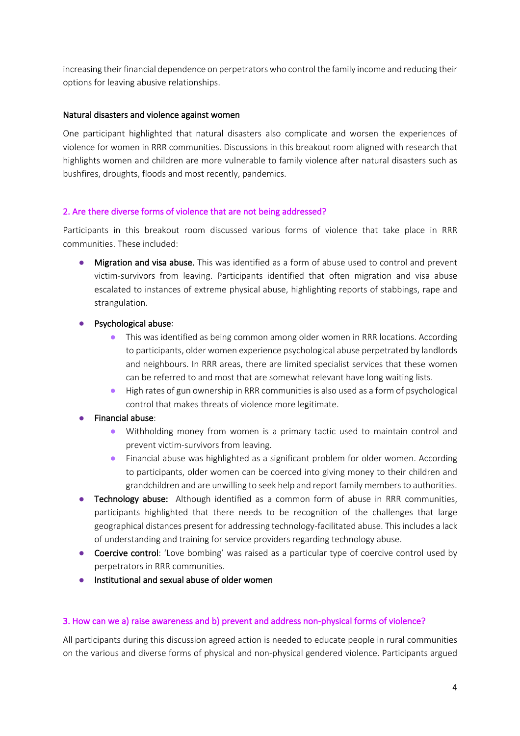increasing their financial dependence on perpetrators who control the family income and reducing their options for leaving abusive relationships.

#### Natural disasters and violence against women

One participant highlighted that natural disasters also complicate and worsen the experiences of violence for women in RRR communities. Discussions in this breakout room aligned with research that highlights women and children are more vulnerable to family violence after natural disasters such as bushfires, droughts, floods and most recently, pandemics.

### 2. Are there diverse forms of violence that are not being addressed?

Participants in this breakout room discussed various forms of violence that take place in RRR communities. These included:

- **Migration and visa abuse.** This was identified as a form of abuse used to control and prevent victim-survivors from leaving. Participants identified that often migration and visa abuse escalated to instances of extreme physical abuse, highlighting reports of stabbings, rape and strangulation.
- **Psychological abuse**:
  - This was identified as being common among older women in RRR locations. According to participants, older women experience psychological abuse perpetrated by landlords and neighbours. In RRR areas, there are limited specialist services that these women can be referred to and most that are somewhat relevant have long waiting lists.
  - High rates of gun ownership in RRR communities is also used as a form of psychological control that makes threats of violence more legitimate.
- **Financial abuse**:
  - Withholding money from women is a primary tactic used to maintain control and prevent victim-survivors from leaving.
  - Financial abuse was highlighted as a significant problem for older women. According to participants, older women can be coerced into giving money to their children and grandchildren and are unwilling to seek help and report family members to authorities.
- **Technology abuse:** Although identified as a common form of abuse in RRR communities, participants highlighted that there needs to be recognition of the challenges that large geographical distances present for addressing technology-facilitated abuse. This includes a lack of understanding and training for service providers regarding technology abuse.
- **Coercive control**: 'Love bombing' was raised as a particular type of coercive control used by perpetrators in RRR communities.
- **Institutional and sexual abuse of older women**

### 3. How can we a) raise awareness and b) prevent and address non-physical forms of violence?

All participants during this discussion agreed action is needed to educate people in rural communities on the various and diverse forms of physical and non-physical gendered violence. Participants argued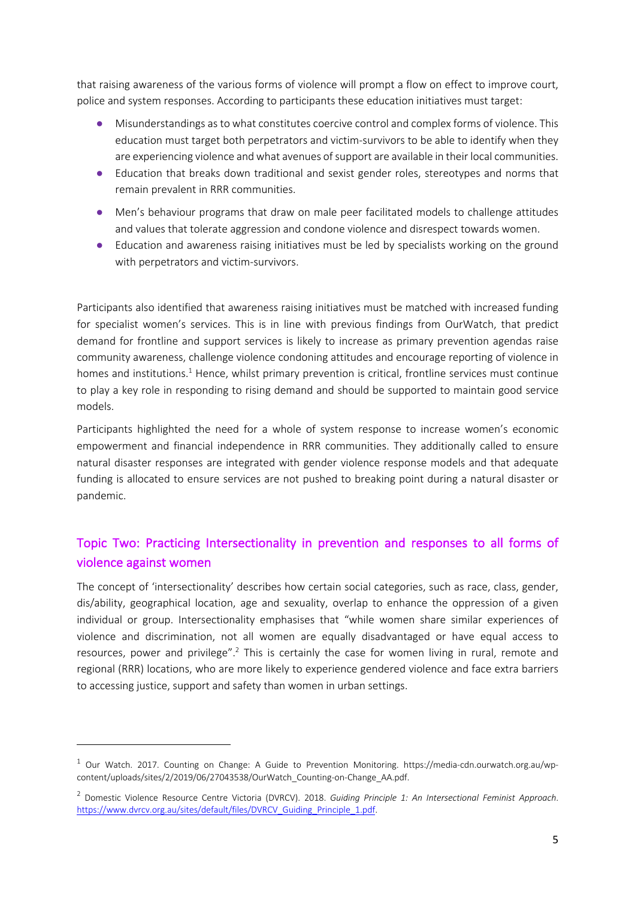that raising awareness of the various forms of violence will prompt a flow on effect to improve court, police and system responses. According to participants these education initiatives must target:

- Misunderstandings as to what constitutes coercive control and complex forms of violence. This education must target both perpetrators and victim-survivors to be able to identify when they are experiencing violence and what avenues of support are available in their local communities.
- Education that breaks down traditional and sexist gender roles, stereotypes and norms that remain prevalent in RRR communities.
- Men's behaviour programs that draw on male peer facilitated models to challenge attitudes and values that tolerate aggression and condone violence and disrespect towards women.
- Education and awareness raising initiatives must be led by specialists working on the ground with perpetrators and victim-survivors.

Participants also identified that awareness raising initiatives must be matched with increased funding for specialist women's services. This is in line with previous findings from OurWatch, that predict demand for frontline and support services is likely to increase as primary prevention agendas raise community awareness, challenge violence condoning attitudes and encourage reporting of violence in homes and institutions.[1] Hence, whilst primary prevention is critical, frontline services must continue to play a key role in responding to rising demand and should be supported to maintain good service models.

Participants highlighted the need for a whole of system response to increase women's economic empowerment and financial independence in RRR communities. They additionally called to ensure natural disaster responses are integrated with gender violence response models and that adequate funding is allocated to ensure services are not pushed to breaking point during a natural disaster or pandemic.

## Topic Two: Practicing Intersectionality in prevention and responses to all forms of violence against women

The concept of 'intersectionality' describes how certain social categories, such as race, class, gender, dis/ability, geographical location, age and sexuality, overlap to enhance the oppression of a given individual or group. Intersectionality emphasises that "while women share similar experiences of violence and discrimination, not all women are equally disadvantaged or have equal access to resources, power and privilege".[2] This is certainly the case for women living in rural, remote and regional (RRR) locations, who are more likely to experience gendered violence and face extra barriers to accessing justice, support and safety than women in urban settings.

---

[1] Our Watch. 2017. Counting on Change: A Guide to Prevention Monitoring. https://media-cdn.ourwatch.org.au/wp-content/uploads/sites/2/2019/06/27043538/OurWatch_Counting-on-Change_AA.pdf.

[2] Domestic Violence Resource Centre Victoria (DVRCV). 2018. *Guiding Principle 1: An Intersectional Feminist Approach*. https://www.dvrcv.org.au/sites/default/files/DVRCV_Guiding_Principle_1.pdf.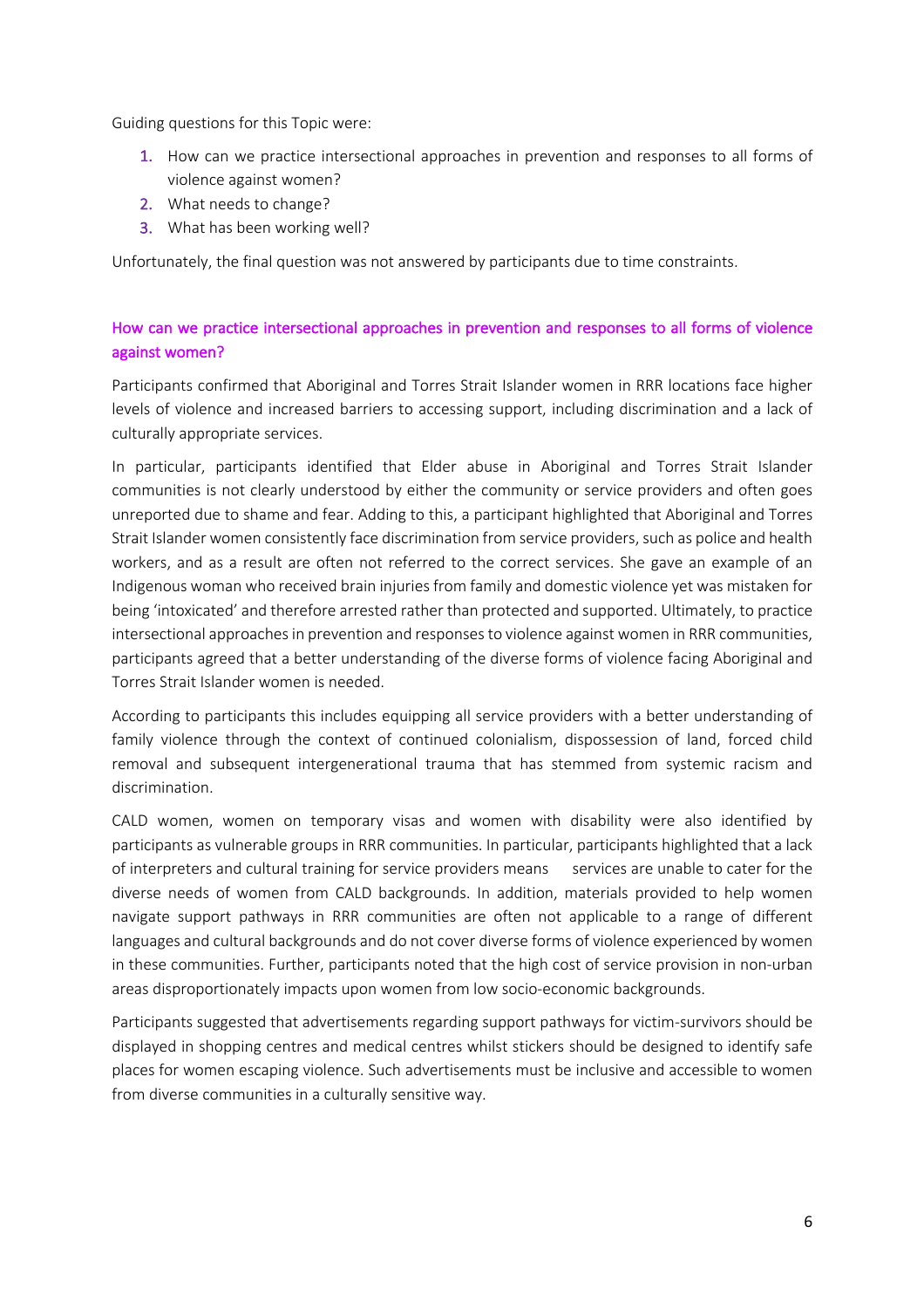Guiding questions for this Topic were:

1. How can we practice intersectional approaches in prevention and responses to all forms of violence against women?
2. What needs to change?
3. What has been working well?

Unfortunately, the final question was not answered by participants due to time constraints.

### How can we practice intersectional approaches in prevention and responses to all forms of violence against women?

Participants confirmed that Aboriginal and Torres Strait Islander women in RRR locations face higher levels of violence and increased barriers to accessing support, including discrimination and a lack of culturally appropriate services.

In particular, participants identified that Elder abuse in Aboriginal and Torres Strait Islander communities is not clearly understood by either the community or service providers and often goes unreported due to shame and fear. Adding to this, a participant highlighted that Aboriginal and Torres Strait Islander women consistently face discrimination from service providers, such as police and health workers, and as a result are often not referred to the correct services. She gave an example of an Indigenous woman who received brain injuries from family and domestic violence yet was mistaken for being 'intoxicated' and therefore arrested rather than protected and supported. Ultimately, to practice intersectional approaches in prevention and responses to violence against women in RRR communities, participants agreed that a better understanding of the diverse forms of violence facing Aboriginal and Torres Strait Islander women is needed.

According to participants this includes equipping all service providers with a better understanding of family violence through the context of continued colonialism, dispossession of land, forced child removal and subsequent intergenerational trauma that has stemmed from systemic racism and discrimination.

CALD women, women on temporary visas and women with disability were also identified by participants as vulnerable groups in RRR communities. In particular, participants highlighted that a lack of interpreters and cultural training for service providers means services are unable to cater for the diverse needs of women from CALD backgrounds. In addition, materials provided to help women navigate support pathways in RRR communities are often not applicable to a range of different languages and cultural backgrounds and do not cover diverse forms of violence experienced by women in these communities. Further, participants noted that the high cost of service provision in non-urban areas disproportionately impacts upon women from low socio-economic backgrounds.

Participants suggested that advertisements regarding support pathways for victim-survivors should be displayed in shopping centres and medical centres whilst stickers should be designed to identify safe places for women escaping violence. Such advertisements must be inclusive and accessible to women from diverse communities in a culturally sensitive way.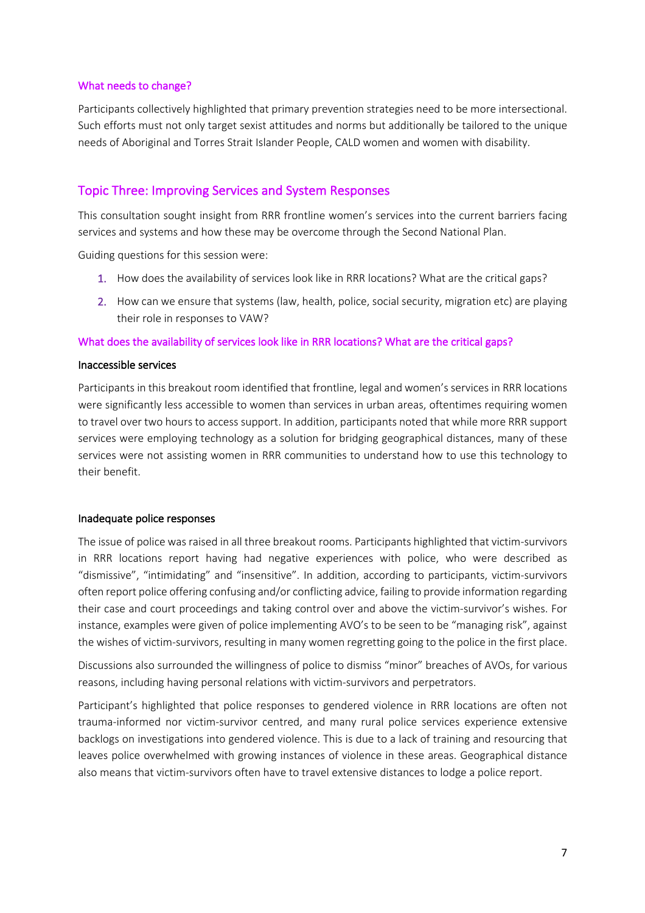### What needs to change?

Participants collectively highlighted that primary prevention strategies need to be more intersectional. Such efforts must not only target sexist attitudes and norms but additionally be tailored to the unique needs of Aboriginal and Torres Strait Islander People, CALD women and women with disability.

## Topic Three: Improving Services and System Responses

This consultation sought insight from RRR frontline women's services into the current barriers facing services and systems and how these may be overcome through the Second National Plan.

Guiding questions for this session were:

1. How does the availability of services look like in RRR locations? What are the critical gaps?
2. How can we ensure that systems (law, health, police, social security, migration etc) are playing their role in responses to VAW?

### What does the availability of services look like in RRR locations? What are the critical gaps?

#### Inaccessible services

Participants in this breakout room identified that frontline, legal and women's services in RRR locations were significantly less accessible to women than services in urban areas, oftentimes requiring women to travel over two hours to access support. In addition, participants noted that while more RRR support services were employing technology as a solution for bridging geographical distances, many of these services were not assisting women in RRR communities to understand how to use this technology to their benefit.

#### Inadequate police responses

The issue of police was raised in all three breakout rooms. Participants highlighted that victim-survivors in RRR locations report having had negative experiences with police, who were described as "dismissive", "intimidating" and "insensitive". In addition, according to participants, victim-survivors often report police offering confusing and/or conflicting advice, failing to provide information regarding their case and court proceedings and taking control over and above the victim-survivor's wishes. For instance, examples were given of police implementing AVO's to be seen to be "managing risk", against the wishes of victim-survivors, resulting in many women regretting going to the police in the first place.

Discussions also surrounded the willingness of police to dismiss "minor" breaches of AVOs, for various reasons, including having personal relations with victim-survivors and perpetrators.

Participant's highlighted that police responses to gendered violence in RRR locations are often not trauma-informed nor victim-survivor centred, and many rural police services experience extensive backlogs on investigations into gendered violence. This is due to a lack of training and resourcing that leaves police overwhelmed with growing instances of violence in these areas. Geographical distance also means that victim-survivors often have to travel extensive distances to lodge a police report.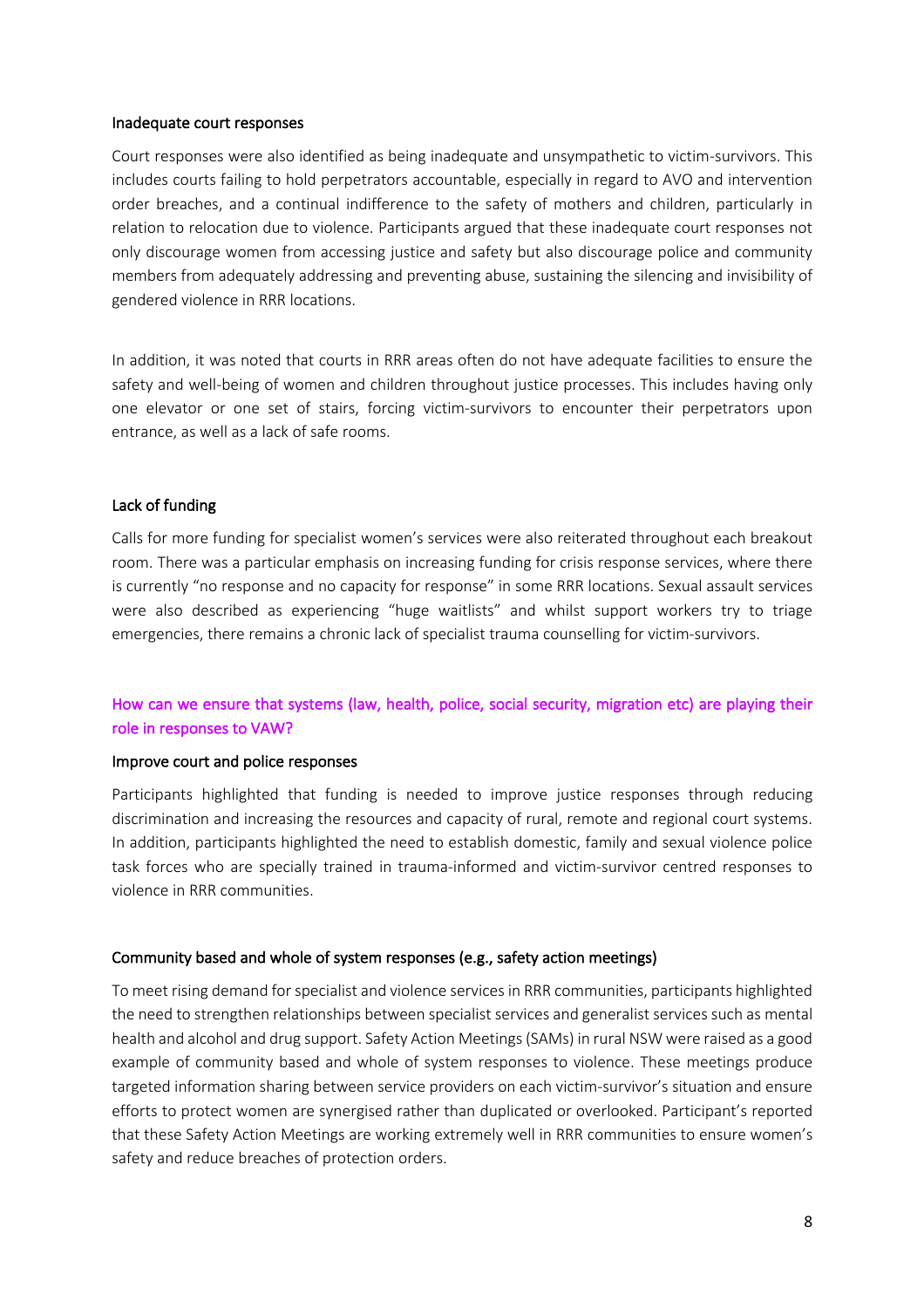### Inadequate court responses

Court responses were also identified as being inadequate and unsympathetic to victim-survivors. This includes courts failing to hold perpetrators accountable, especially in regard to AVO and intervention order breaches, and a continual indifference to the safety of mothers and children, particularly in relation to relocation due to violence. Participants argued that these inadequate court responses not only discourage women from accessing justice and safety but also discourage police and community members from adequately addressing and preventing abuse, sustaining the silencing and invisibility of gendered violence in RRR locations.

In addition, it was noted that courts in RRR areas often do not have adequate facilities to ensure the safety and well-being of women and children throughout justice processes. This includes having only one elevator or one set of stairs, forcing victim-survivors to encounter their perpetrators upon entrance, as well as a lack of safe rooms.

### Lack of funding

Calls for more funding for specialist women's services were also reiterated throughout each breakout room. There was a particular emphasis on increasing funding for crisis response services, where there is currently "no response and no capacity for response" in some RRR locations. Sexual assault services were also described as experiencing "huge waitlists" and whilst support workers try to triage emergencies, there remains a chronic lack of specialist trauma counselling for victim-survivors.

## How can we ensure that systems (law, health, police, social security, migration etc) are playing their role in responses to VAW?

### Improve court and police responses

Participants highlighted that funding is needed to improve justice responses through reducing discrimination and increasing the resources and capacity of rural, remote and regional court systems. In addition, participants highlighted the need to establish domestic, family and sexual violence police task forces who are specially trained in trauma-informed and victim-survivor centred responses to violence in RRR communities.

### Community based and whole of system responses (e.g., safety action meetings)

To meet rising demand for specialist and violence services in RRR communities, participants highlighted the need to strengthen relationships between specialist services and generalist services such as mental health and alcohol and drug support. Safety Action Meetings (SAMs) in rural NSW were raised as a good example of community based and whole of system responses to violence. These meetings produce targeted information sharing between service providers on each victim-survivor's situation and ensure efforts to protect women are synergised rather than duplicated or overlooked. Participant's reported that these Safety Action Meetings are working extremely well in RRR communities to ensure women's safety and reduce breaches of protection orders.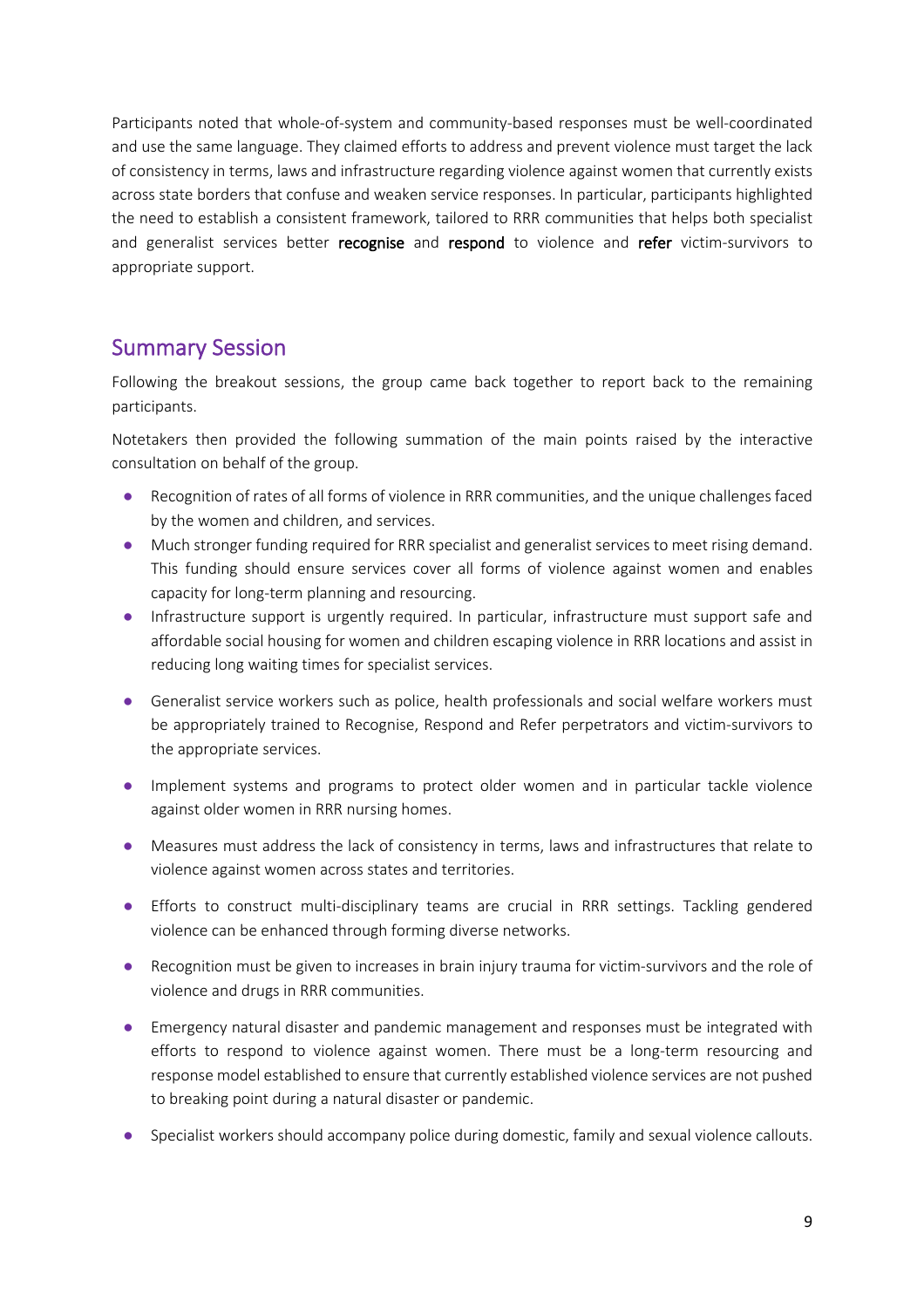Participants noted that whole-of-system and community-based responses must be well-coordinated and use the same language. They claimed efforts to address and prevent violence must target the lack of consistency in terms, laws and infrastructure regarding violence against women that currently exists across state borders that confuse and weaken service responses. In particular, participants highlighted the need to establish a consistent framework, tailored to RRR communities that helps both specialist and generalist services better **recognise** and **respond** to violence and **refer** victim-survivors to appropriate support.

## Summary Session

Following the breakout sessions, the group came back together to report back to the remaining participants.

Notetakers then provided the following summation of the main points raised by the interactive consultation on behalf of the group.

- Recognition of rates of all forms of violence in RRR communities, and the unique challenges faced by the women and children, and services.
- Much stronger funding required for RRR specialist and generalist services to meet rising demand. This funding should ensure services cover all forms of violence against women and enables capacity for long-term planning and resourcing.
- Infrastructure support is urgently required. In particular, infrastructure must support safe and affordable social housing for women and children escaping violence in RRR locations and assist in reducing long waiting times for specialist services.
- Generalist service workers such as police, health professionals and social welfare workers must be appropriately trained to Recognise, Respond and Refer perpetrators and victim-survivors to the appropriate services.
- Implement systems and programs to protect older women and in particular tackle violence against older women in RRR nursing homes.
- Measures must address the lack of consistency in terms, laws and infrastructures that relate to violence against women across states and territories.
- Efforts to construct multi-disciplinary teams are crucial in RRR settings. Tackling gendered violence can be enhanced through forming diverse networks.
- Recognition must be given to increases in brain injury trauma for victim-survivors and the role of violence and drugs in RRR communities.
- Emergency natural disaster and pandemic management and responses must be integrated with efforts to respond to violence against women. There must be a long-term resourcing and response model established to ensure that currently established violence services are not pushed to breaking point during a natural disaster or pandemic.
- Specialist workers should accompany police during domestic, family and sexual violence callouts.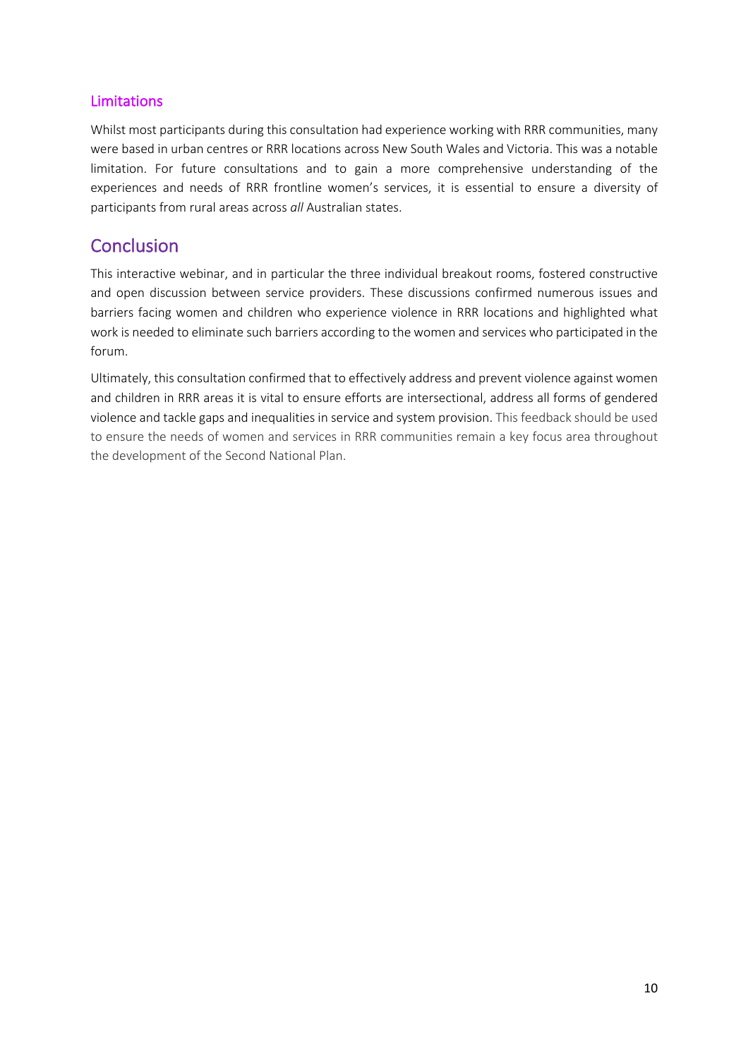### Limitations

Whilst most participants during this consultation had experience working with RRR communities, many were based in urban centres or RRR locations across New South Wales and Victoria. This was a notable limitation. For future consultations and to gain a more comprehensive understanding of the experiences and needs of RRR frontline women's services, it is essential to ensure a diversity of participants from rural areas across *all* Australian states.

## Conclusion

This interactive webinar, and in particular the three individual breakout rooms, fostered constructive and open discussion between service providers. These discussions confirmed numerous issues and barriers facing women and children who experience violence in RRR locations and highlighted what work is needed to eliminate such barriers according to the women and services who participated in the forum.

Ultimately, this consultation confirmed that to effectively address and prevent violence against women and children in RRR areas it is vital to ensure efforts are intersectional, address all forms of gendered violence and tackle gaps and inequalities in service and system provision. This feedback should be used to ensure the needs of women and services in RRR communities remain a key focus area throughout the development of the Second National Plan.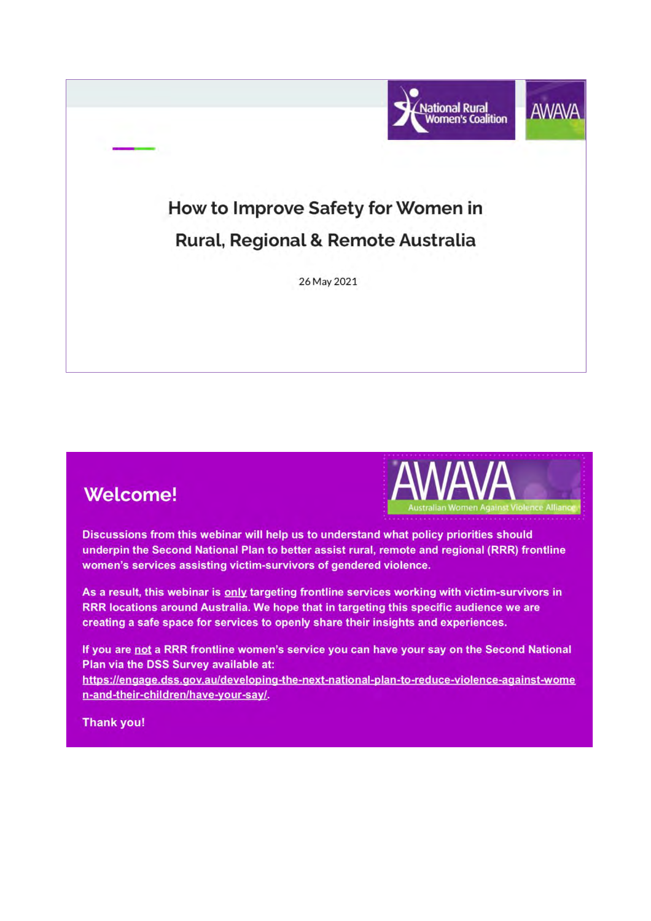National Rural Women's Coalition

AWAVA

# How to Improve Safety for Women in Rural, Regional & Remote Australia

26 May 2021

## Welcome!

AWAVA Australian Women Against Violence Alliance

**Discussions from this webinar will help us to understand what policy priorities should underpin the Second National Plan to better assist rural, remote and regional (RRR) frontline women's services assisting victim-survivors of gendered violence.**

**As a result, this webinar is only targeting frontline services working with victim-survivors in RRR locations around Australia. We hope that in targeting this specific audience we are creating a safe space for services to openly share their insights and experiences.**

**If you are not a RRR frontline women's service you can have your say on the Second National Plan via the DSS Survey available at: https://engage.dss.gov.au/developing-the-next-national-plan-to-reduce-violence-against-women-and-their-children/have-your-say/.**

**Thank you!**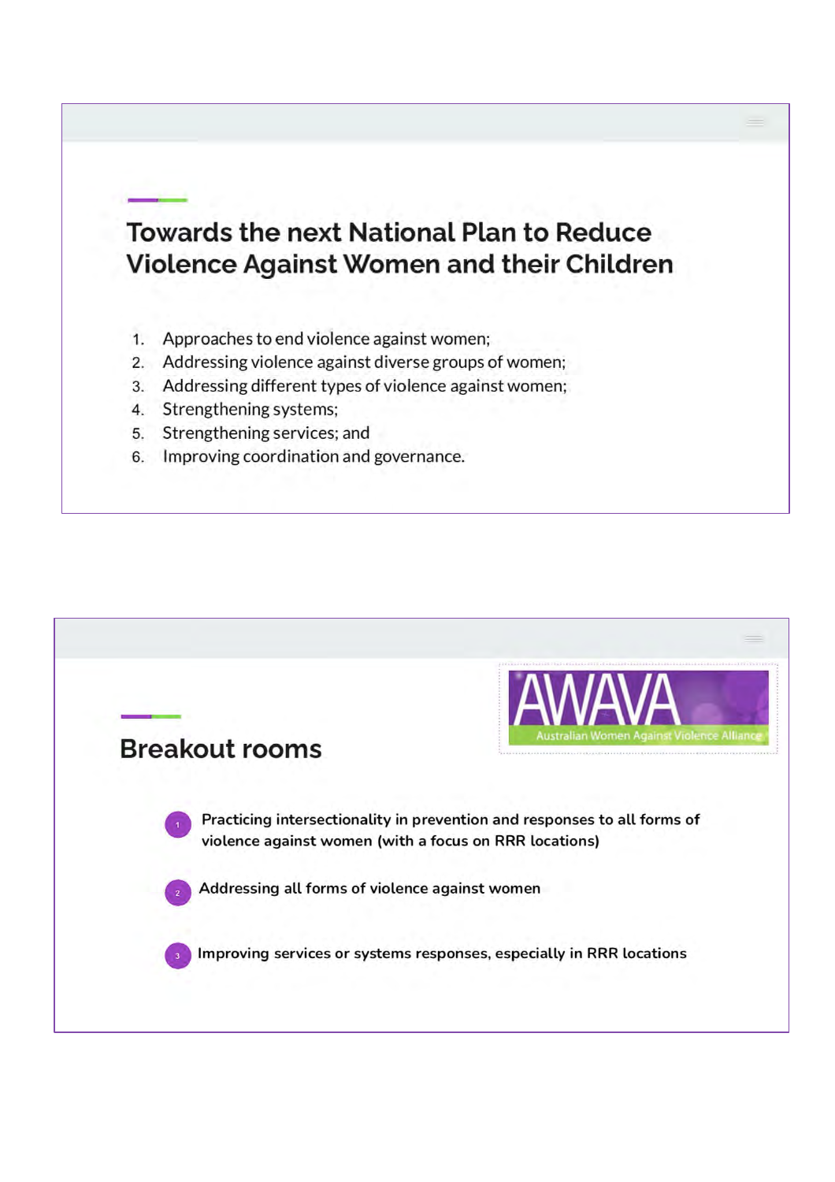## Towards the next National Plan to Reduce Violence Against Women and their Children

1. Approaches to end violence against women;
2. Addressing violence against diverse groups of women;
3. Addressing different types of violence against women;
4. Strengthening systems;
5. Strengthening services; and
6. Improving coordination and governance.

## Breakout rooms

AWAVA
Australian Women Against Violence Alliance

1. Practicing intersectionality in prevention and responses to all forms of violence against women (with a focus on RRR locations)
2. Addressing all forms of violence against women
3. Improving services or systems responses, especially in RRR locations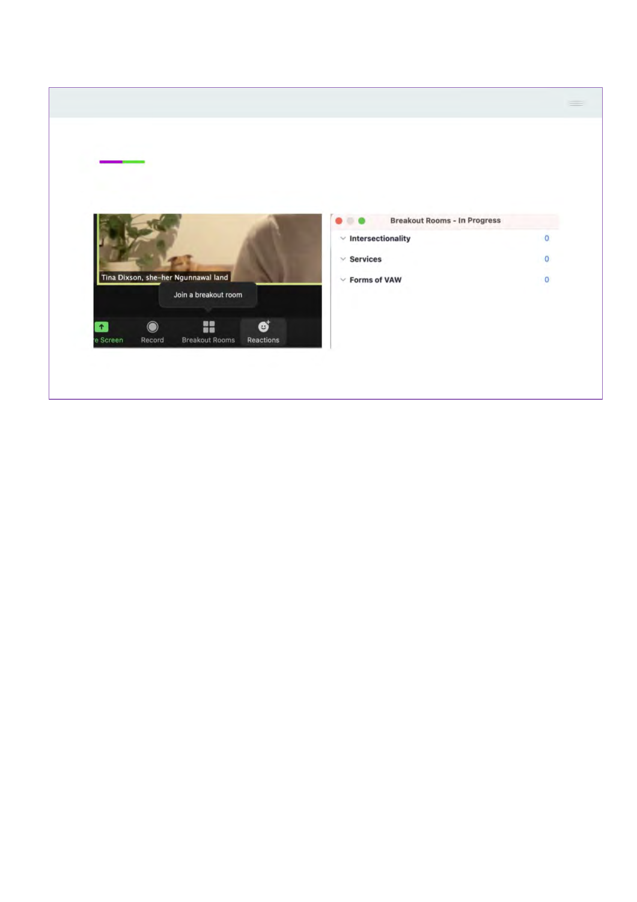Tina Dixson, she-her Ngunnawal land

Join a breakout room

Screen | Record | Breakout Rooms | Reactions

**Breakout Rooms - In Progress**

| Room | |
|---|---|
| Intersectionality | 0 |
| Services | 0 |
| Forms of VAW | 0 |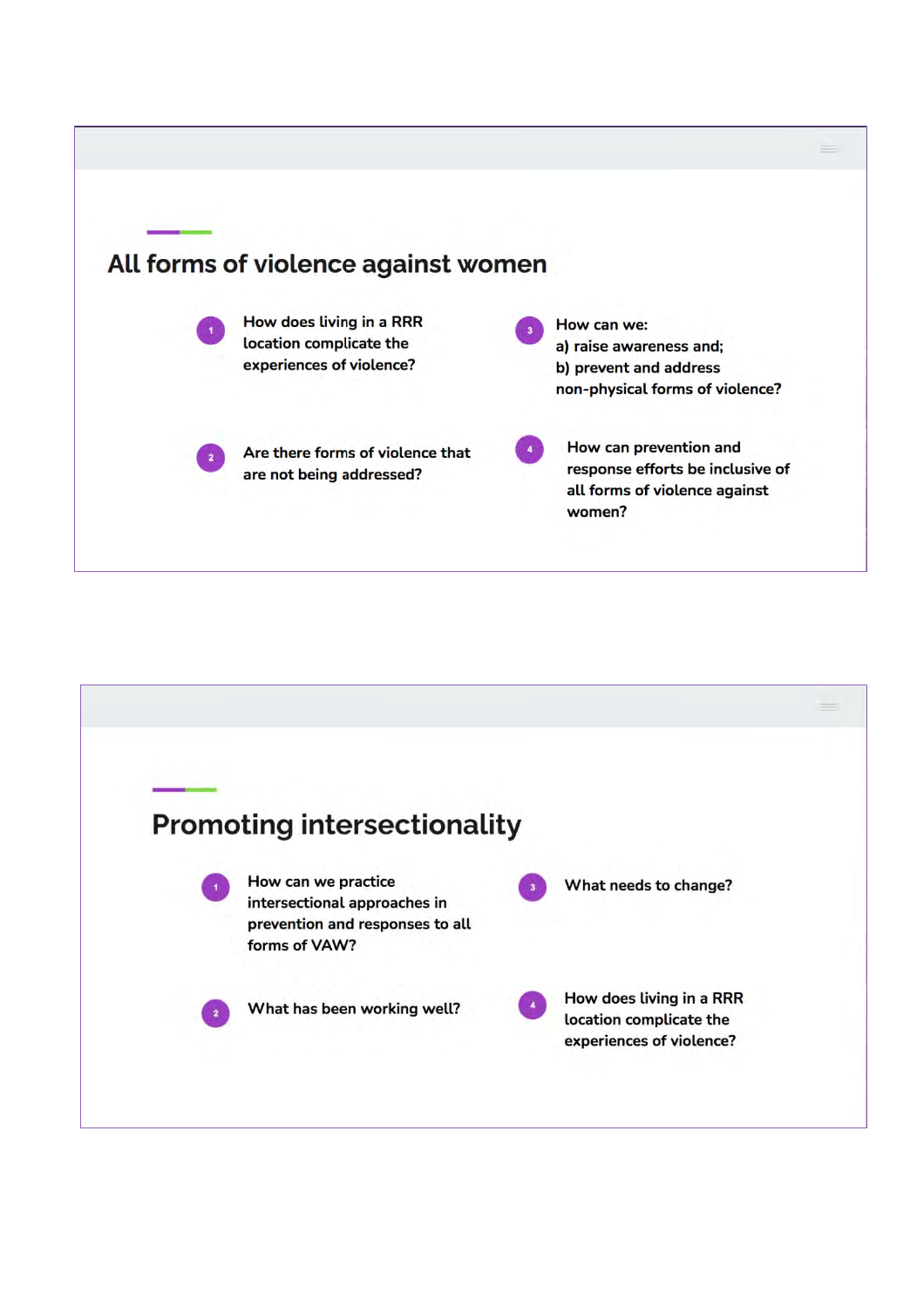## All forms of violence against women

1. How does living in a RRR location complicate the experiences of violence?
2. Are there forms of violence that are not being addressed?
3. How can we:
   a) raise awareness and;
   b) prevent and address non-physical forms of violence?
4. How can prevention and response efforts be inclusive of all forms of violence against women?

## Promoting intersectionality

1. How can we practice intersectional approaches in prevention and responses to all forms of VAW?
2. What has been working well?
3. What needs to change?
4. How does living in a RRR location complicate the experiences of violence?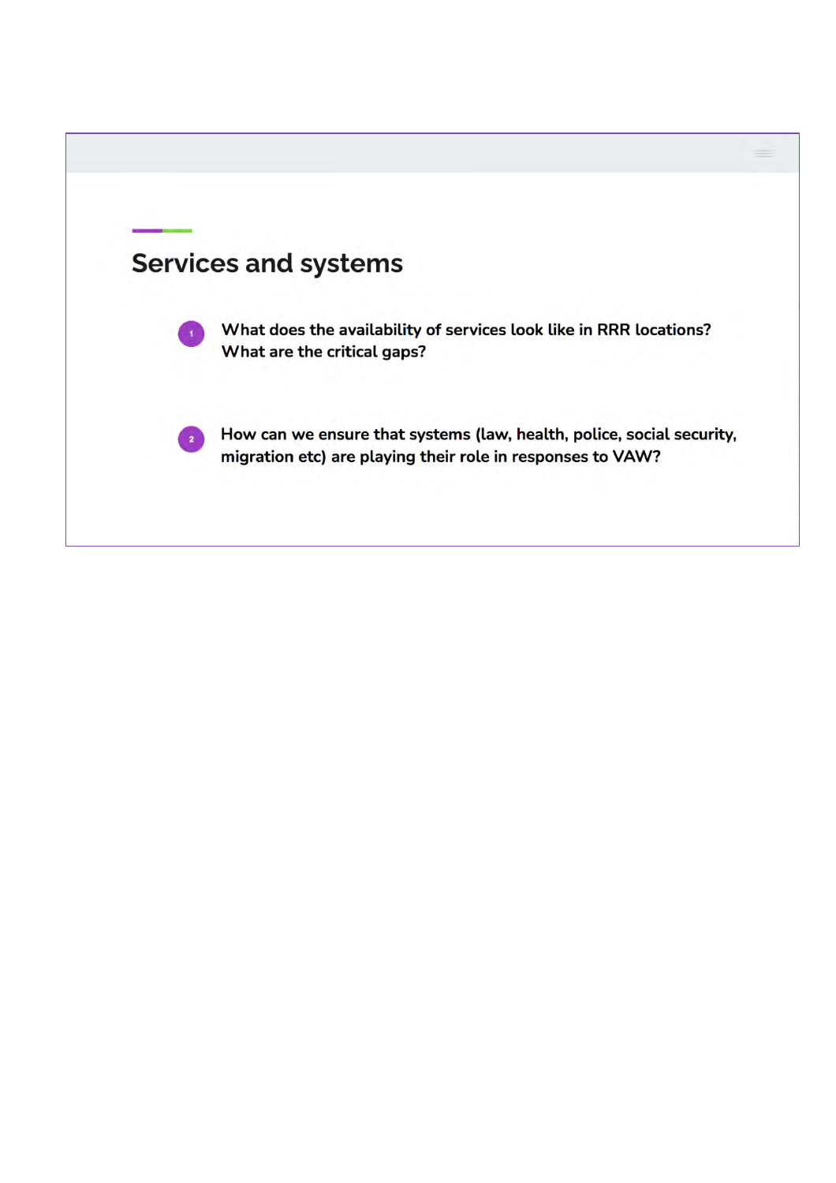## Services and systems

1. What does the availability of services look like in RRR locations? What are the critical gaps?

2. How can we ensure that systems (law, health, police, social security, migration etc) are playing their role in responses to VAW?